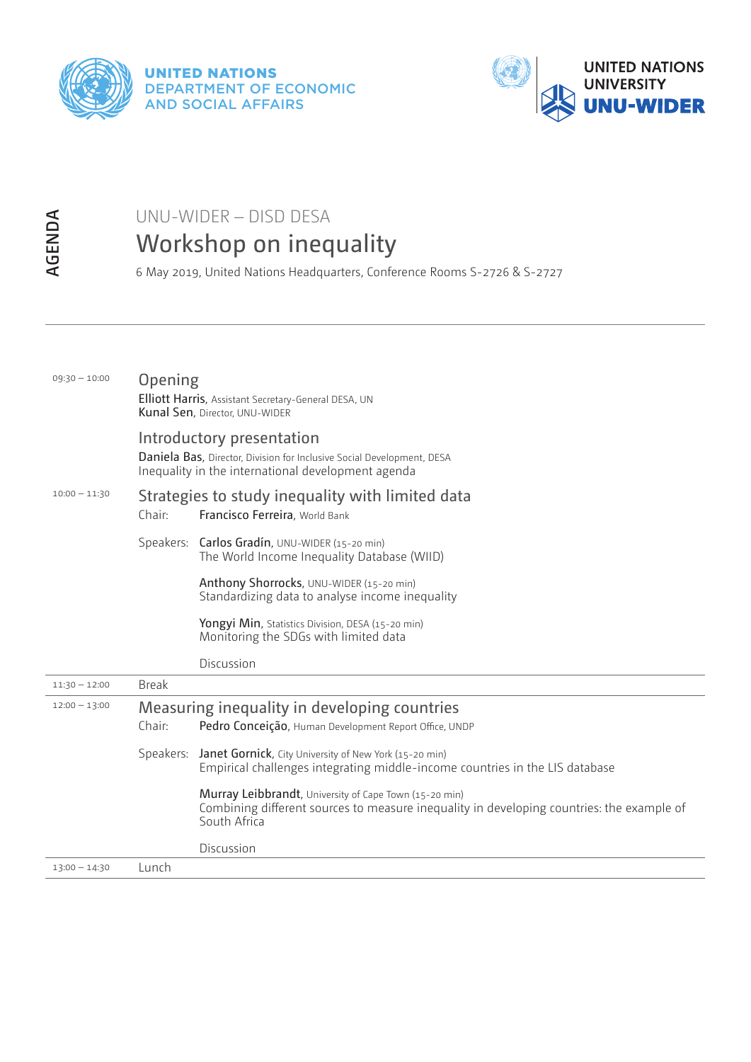UNITED NATIONS
DEPARTMENT OF ECONOMIC AND SOCIAL AFFAIRS

UNITED NATIONS UNIVERSITY
UNU-WIDER

AGENDA

UNU-WIDER – DISD DESA

# Workshop on inequality

6 May 2019, United Nations Headquarters, Conference Rooms S-2726 & S-2727

---

**09:30 – 10:00**

## Opening

**Elliott Harris**, Assistant Secretary-General DESA, UN
**Kunal Sen**, Director, UNU-WIDER

## Introductory presentation

**Daniela Bas**, Director, Division for Inclusive Social Development, DESA
Inequality in the international development agenda

**10:00 – 11:30**

## Strategies to study inequality with limited data

Chair: **Francisco Ferreira**, World Bank

Speakers:

**Carlos Gradín**, UNU-WIDER (15-20 min)
The World Income Inequality Database (WIID)

**Anthony Shorrocks**, UNU-WIDER (15-20 min)
Standardizing data to analyse income inequality

**Yongyi Min**, Statistics Division, DESA (15-20 min)
Monitoring the SDGs with limited data

Discussion

---

**11:30 – 12:00** Break

---

**12:00 – 13:00**

## Measuring inequality in developing countries

Chair: **Pedro Conceição**, Human Development Report Office, UNDP

Speakers:

**Janet Gornick**, City University of New York (15-20 min)
Empirical challenges integrating middle-income countries in the LIS database

**Murray Leibbrandt**, University of Cape Town (15-20 min)
Combining different sources to measure inequality in developing countries: the example of South Africa

Discussion

---

**13:00 – 14:30** Lunch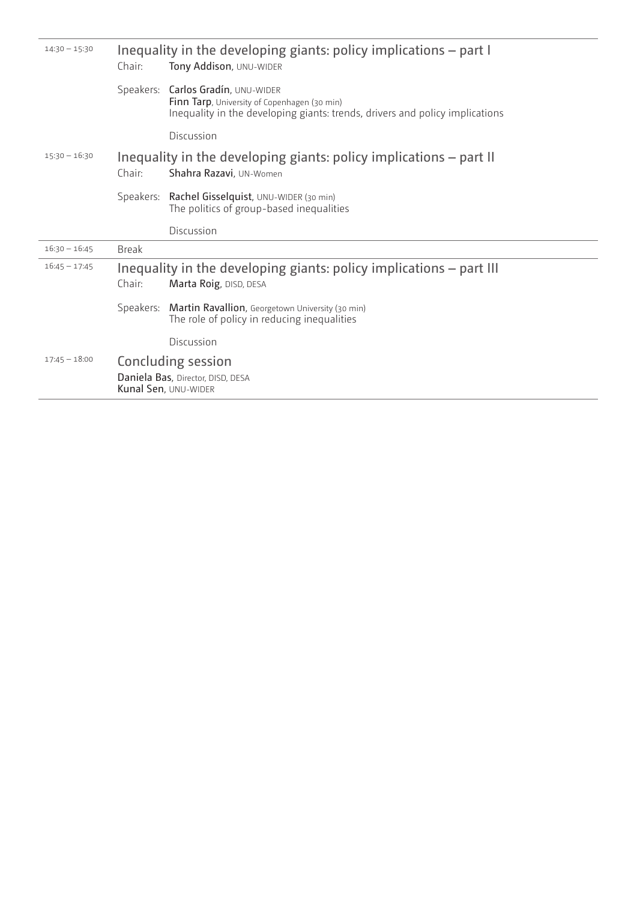| | |
|---|---|
| 14:30 – 15:30 | **Inequality in the developing giants: policy implications – part I**<br>Chair: **Tony Addison**, UNU-WIDER<br>Speakers: **Carlos Gradín**, UNU-WIDER<br>**Finn Tarp**, University of Copenhagen (30 min)<br>Inequality in the developing giants: trends, drivers and policy implications<br>Discussion |
| 15:30 – 16:30 | **Inequality in the developing giants: policy implications – part II**<br>Chair: **Shahra Razavi**, UN-Women<br>Speakers: **Rachel Gisselquist**, UNU-WIDER (30 min)<br>The politics of group-based inequalities<br>Discussion |
| 16:30 – 16:45 | Break |
| 16:45 – 17:45 | **Inequality in the developing giants: policy implications – part III**<br>Chair: **Marta Roig**, DISD, DESA<br>Speakers: **Martin Ravallion**, Georgetown University (30 min)<br>The role of policy in reducing inequalities<br>Discussion |
| 17:45 – 18:00 | **Concluding session**<br>**Daniela Bas**, Director, DISD, DESA<br>**Kunal Sen**, UNU-WIDER |